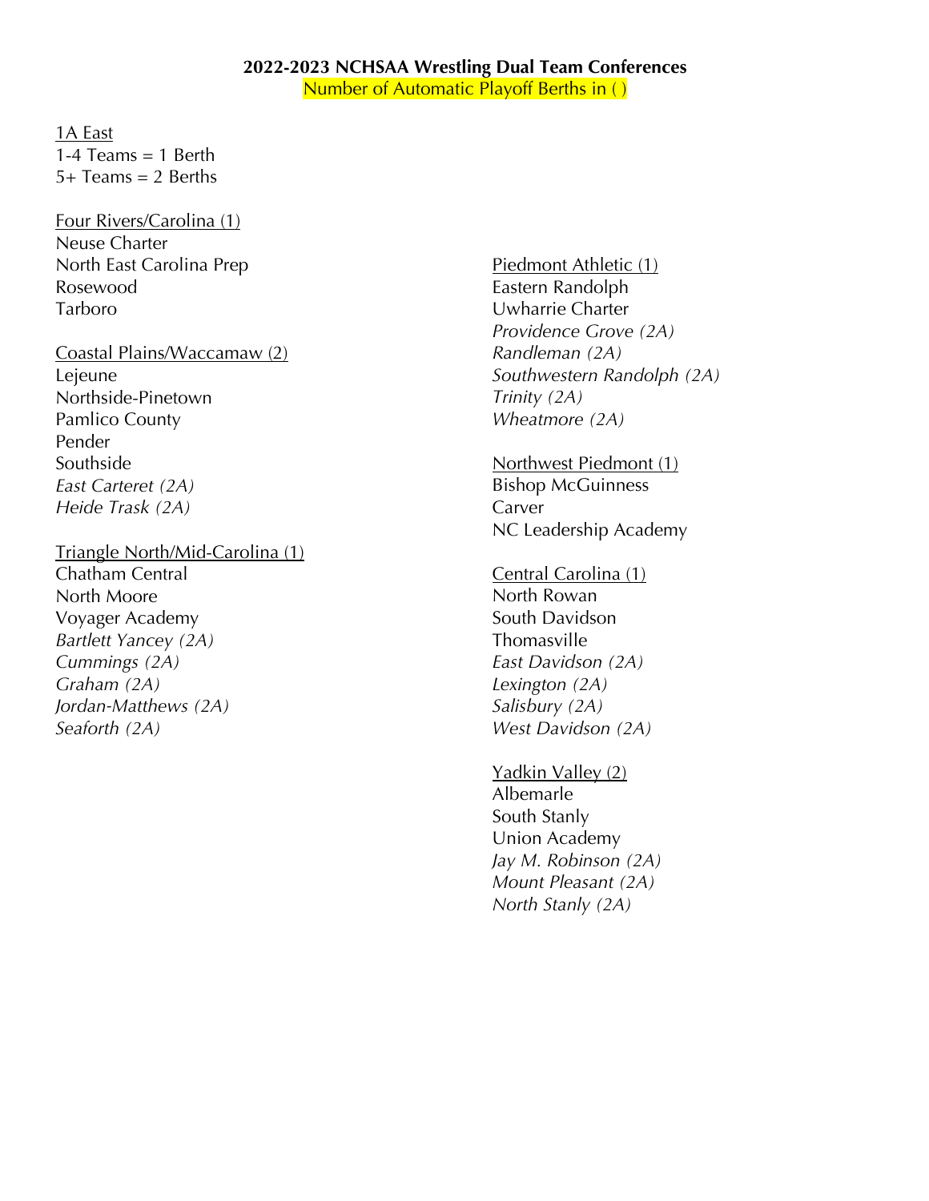**2022-2023 NCHSAA Wrestling Dual Team Conferences**

Number of Automatic Playoff Berths in ( )

1A East

1-4 Teams = 1 Berth
5+ Teams = 2 Berths

Four Rivers/Carolina (1)

Neuse Charter
North East Carolina Prep
Rosewood
Tarboro

Coastal Plains/Waccamaw (2)

Lejeune
Northside-Pinetown
Pamlico County
Pender
Southside
*East Carteret (2A)*
*Heide Trask (2A)*

Triangle North/Mid-Carolina (1)

Chatham Central
North Moore
Voyager Academy
*Bartlett Yancey (2A)*
*Cummings (2A)*
*Graham (2A)*
*Jordan-Matthews (2A)*
*Seaforth (2A)*

Piedmont Athletic (1)

Eastern Randolph
Uwharrie Charter
*Providence Grove (2A)*
*Randleman (2A)*
*Southwestern Randolph (2A)*
*Trinity (2A)*
*Wheatmore (2A)*

Northwest Piedmont (1)

Bishop McGuinness
Carver
NC Leadership Academy

Central Carolina (1)

North Rowan
South Davidson
Thomasville
*East Davidson (2A)*
*Lexington (2A)*
*Salisbury (2A)*
*West Davidson (2A)*

Yadkin Valley (2)

Albemarle
South Stanly
Union Academy
*Jay M. Robinson (2A)*
*Mount Pleasant (2A)*
*North Stanly (2A)*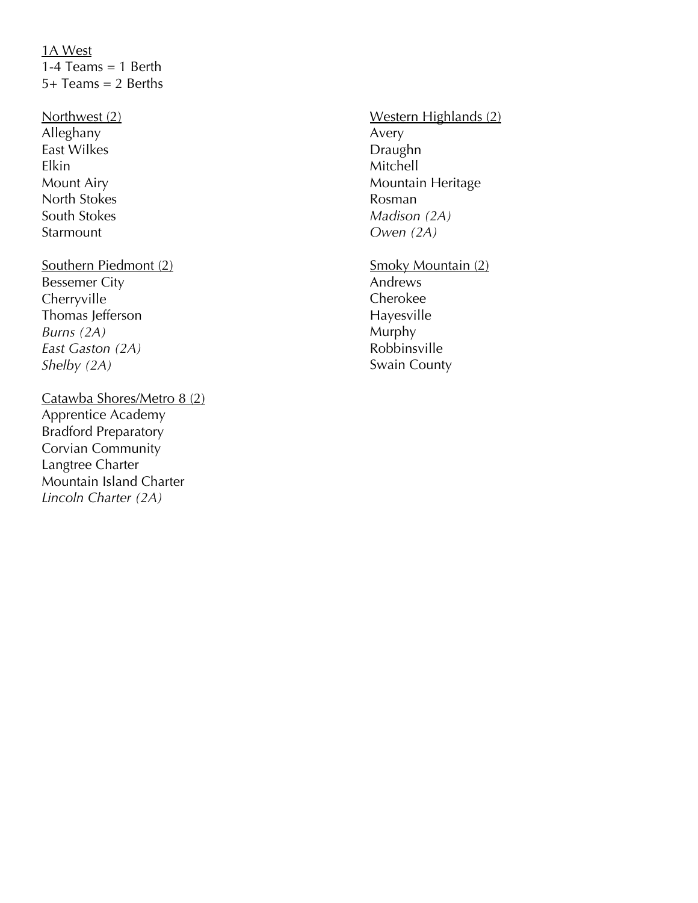1A West

1-4 Teams = 1 Berth

5+ Teams = 2 Berths

Northwest (2)

Alleghany
East Wilkes
Elkin
Mount Airy
North Stokes
South Stokes
Starmount

Southern Piedmont (2)

Bessemer City
Cherryville
Thomas Jefferson
*Burns (2A)*
*East Gaston (2A)*
*Shelby (2A)*

Catawba Shores/Metro 8 (2)

Apprentice Academy
Bradford Preparatory
Corvian Community
Langtree Charter
Mountain Island Charter
*Lincoln Charter (2A)*

Western Highlands (2)

Avery
Draughn
Mitchell
Mountain Heritage
Rosman
*Madison (2A)*
*Owen (2A)*

Smoky Mountain (2)

Andrews
Cherokee
Hayesville
Murphy
Robbinsville
Swain County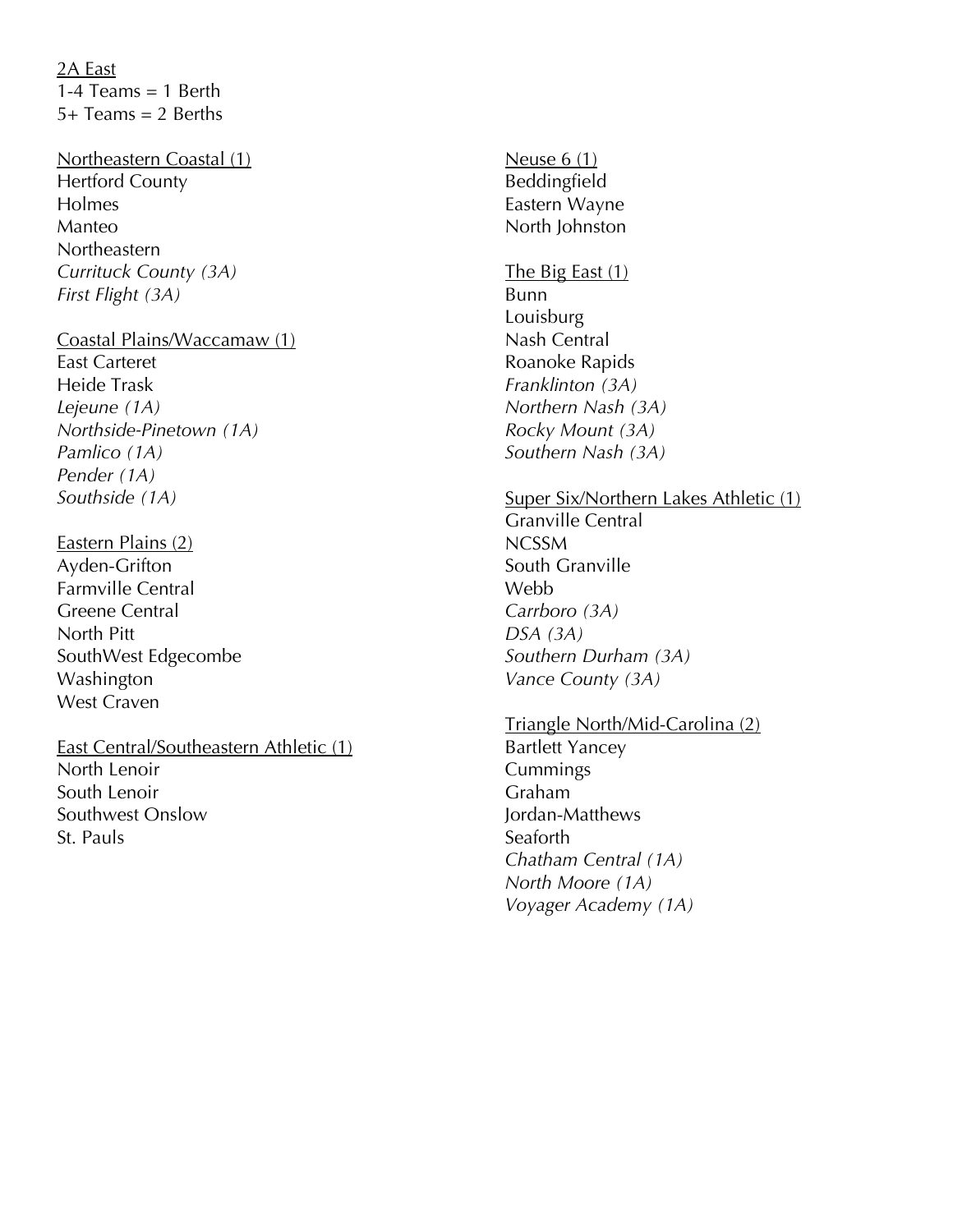2A East
1-4 Teams = 1 Berth
5+ Teams = 2 Berths

Northeastern Coastal (1)
Hertford County
Holmes
Manteo
Northeastern
*Currituck County (3A)*
*First Flight (3A)*

Coastal Plains/Waccamaw (1)
East Carteret
Heide Trask
*Lejeune (1A)*
*Northside-Pinetown (1A)*
*Pamlico (1A)*
*Pender (1A)*
*Southside (1A)*

Eastern Plains (2)
Ayden-Grifton
Farmville Central
Greene Central
North Pitt
SouthWest Edgecombe
Washington
West Craven

East Central/Southeastern Athletic (1)
North Lenoir
South Lenoir
Southwest Onslow
St. Pauls

Neuse 6 (1)
Beddingfield
Eastern Wayne
North Johnston

The Big East (1)
Bunn
Louisburg
Nash Central
Roanoke Rapids
*Franklinton (3A)*
*Northern Nash (3A)*
*Rocky Mount (3A)*
*Southern Nash (3A)*

Super Six/Northern Lakes Athletic (1)
Granville Central
NCSSM
South Granville
Webb
*Carrboro (3A)*
*DSA (3A)*
*Southern Durham (3A)*
*Vance County (3A)*

Triangle North/Mid-Carolina (2)
Bartlett Yancey
Cummings
Graham
Jordan-Matthews
Seaforth
*Chatham Central (1A)*
*North Moore (1A)*
*Voyager Academy (1A)*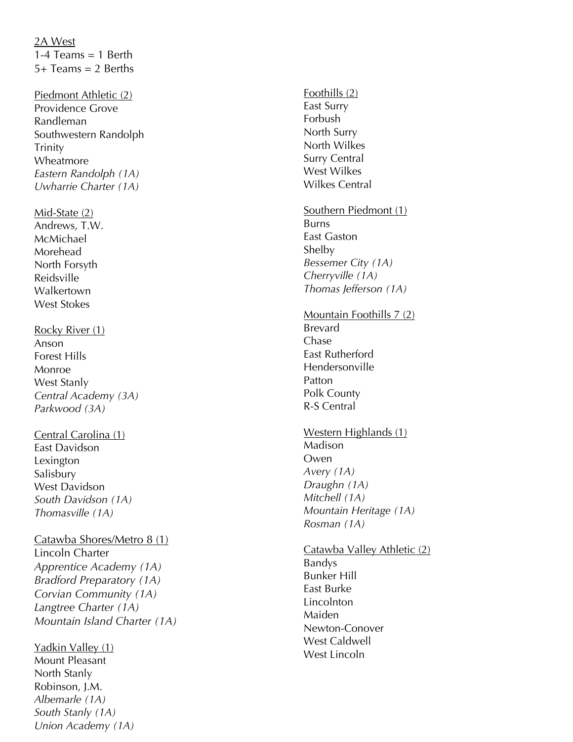<u>2A West</u>
1-4 Teams = 1 Berth
5+ Teams = 2 Berths

<u>Piedmont Athletic (2)</u>
Providence Grove
Randleman
Southwestern Randolph
Trinity
Wheatmore
*Eastern Randolph (1A)*
*Uwharrie Charter (1A)*

<u>Mid-State (2)</u>
Andrews, T.W.
McMichael
Morehead
North Forsyth
Reidsville
Walkertown
West Stokes

<u>Rocky River (1)</u>
Anson
Forest Hills
Monroe
West Stanly
*Central Academy (3A)*
*Parkwood (3A)*

<u>Central Carolina (1)</u>
East Davidson
Lexington
Salisbury
West Davidson
*South Davidson (1A)*
*Thomasville (1A)*

<u>Catawba Shores/Metro 8 (1)</u>
Lincoln Charter
*Apprentice Academy (1A)*
*Bradford Preparatory (1A)*
*Corvian Community (1A)*
*Langtree Charter (1A)*
*Mountain Island Charter (1A)*

<u>Yadkin Valley (1)</u>
Mount Pleasant
North Stanly
Robinson, J.M.
*Albemarle (1A)*
*South Stanly (1A)*
*Union Academy (1A)*

<u>Foothills (2)</u>
East Surry
Forbush
North Surry
North Wilkes
Surry Central
West Wilkes
Wilkes Central

<u>Southern Piedmont (1)</u>
Burns
East Gaston
Shelby
*Bessemer City (1A)*
*Cherryville (1A)*
*Thomas Jefferson (1A)*

<u>Mountain Foothills 7 (2)</u>
Brevard
Chase
East Rutherford
Hendersonville
Patton
Polk County
R-S Central

<u>Western Highlands (1)</u>
Madison
Owen
*Avery (1A)*
*Draughn (1A)*
*Mitchell (1A)*
*Mountain Heritage (1A)*
*Rosman (1A)*

<u>Catawba Valley Athletic (2)</u>
Bandys
Bunker Hill
East Burke
Lincolnton
Maiden
Newton-Conover
West Caldwell
West Lincoln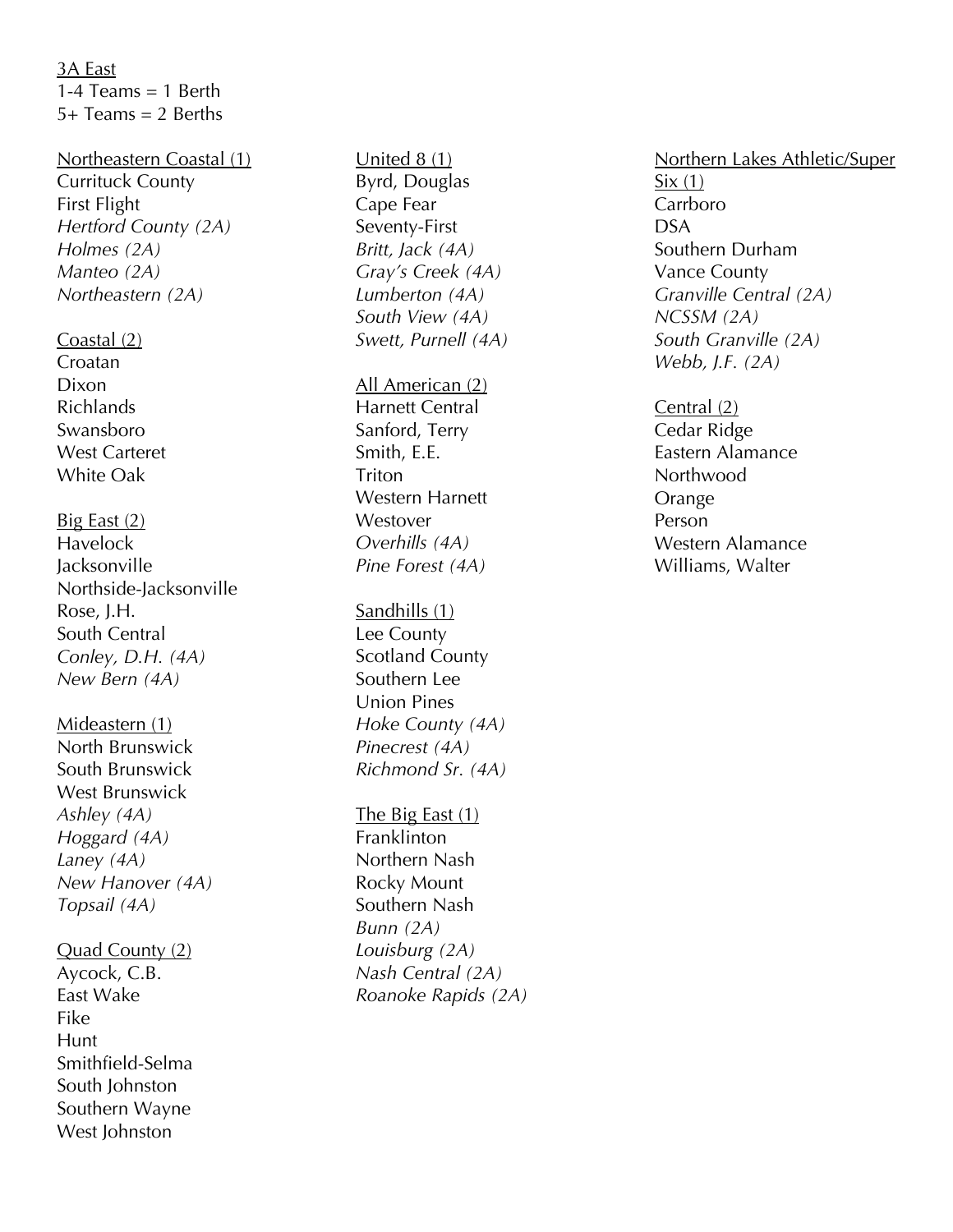<u>3A East</u>
1-4 Teams = 1 Berth
5+ Teams = 2 Berths

<u>Northeastern Coastal (1)</u>
Currituck County
First Flight
*Hertford County (2A)*
*Holmes (2A)*
*Manteo (2A)*
*Northeastern (2A)*

<u>Coastal (2)</u>
Croatan
Dixon
Richlands
Swansboro
West Carteret
White Oak

<u>Big East (2)</u>
Havelock
Jacksonville
Northside-Jacksonville
Rose, J.H.
South Central
*Conley, D.H. (4A)*
*New Bern (4A)*

<u>Mideastern (1)</u>
North Brunswick
South Brunswick
West Brunswick
*Ashley (4A)*
*Hoggard (4A)*
*Laney (4A)*
*New Hanover (4A)*
*Topsail (4A)*

<u>Quad County (2)</u>
Aycock, C.B.
East Wake
Fike
Hunt
Smithfield-Selma
South Johnston
Southern Wayne
West Johnston

<u>United 8 (1)</u>
Byrd, Douglas
Cape Fear
Seventy-First
*Britt, Jack (4A)*
*Gray's Creek (4A)*
*Lumberton (4A)*
*South View (4A)*
*Swett, Purnell (4A)*

<u>All American (2)</u>
Harnett Central
Sanford, Terry
Smith, E.E.
Triton
Western Harnett
Westover
*Overhills (4A)*
*Pine Forest (4A)*

<u>Sandhills (1)</u>
Lee County
Scotland County
Southern Lee
Union Pines
*Hoke County (4A)*
*Pinecrest (4A)*
*Richmond Sr. (4A)*

<u>The Big East (1)</u>
Franklinton
Northern Nash
Rocky Mount
Southern Nash
*Bunn (2A)*
*Louisburg (2A)*
*Nash Central (2A)*
*Roanoke Rapids (2A)*

<u>Northern Lakes Athletic/Super Six (1)</u>
Carrboro
DSA
Southern Durham
Vance County
*Granville Central (2A)*
*NCSSM (2A)*
*South Granville (2A)*
*Webb, J.F. (2A)*

<u>Central (2)</u>
Cedar Ridge
Eastern Alamance
Northwood
Orange
Person
Western Alamance
Williams, Walter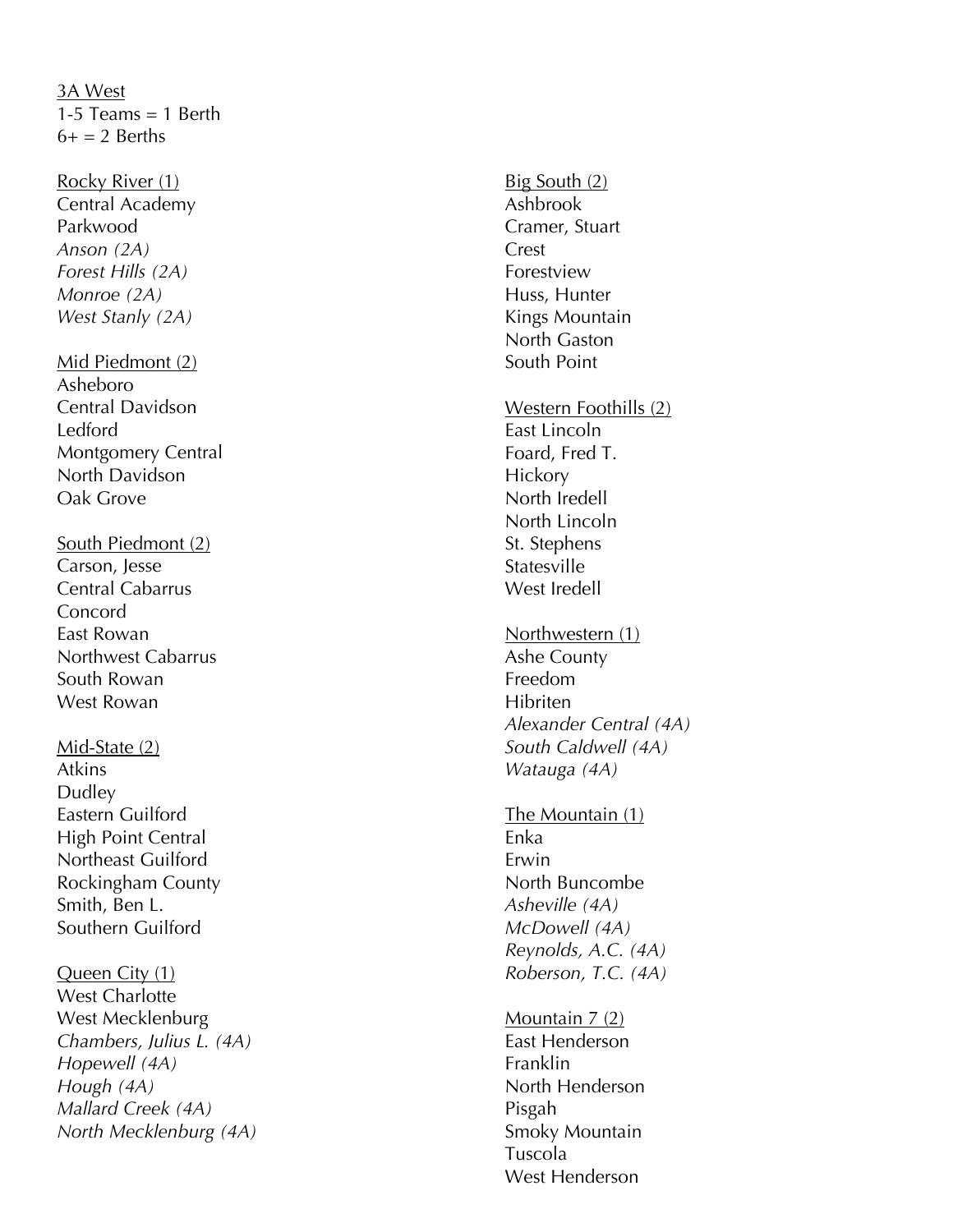<u>3A West</u>
1-5 Teams = 1 Berth
6+ = 2 Berths

<u>Rocky River (1)</u>
Central Academy
Parkwood
*Anson (2A)*
*Forest Hills (2A)*
*Monroe (2A)*
*West Stanly (2A)*

<u>Mid Piedmont (2)</u>
Asheboro
Central Davidson
Ledford
Montgomery Central
North Davidson
Oak Grove

<u>South Piedmont (2)</u>
Carson, Jesse
Central Cabarrus
Concord
East Rowan
Northwest Cabarrus
South Rowan
West Rowan

<u>Mid-State (2)</u>
Atkins
Dudley
Eastern Guilford
High Point Central
Northeast Guilford
Rockingham County
Smith, Ben L.
Southern Guilford

<u>Queen City (1)</u>
West Charlotte
West Mecklenburg
*Chambers, Julius L. (4A)*
*Hopewell (4A)*
*Hough (4A)*
*Mallard Creek (4A)*
*North Mecklenburg (4A)*

<u>Big South (2)</u>
Ashbrook
Cramer, Stuart
Crest
Forestview
Huss, Hunter
Kings Mountain
North Gaston
South Point

<u>Western Foothills (2)</u>
East Lincoln
Foard, Fred T.
Hickory
North Iredell
North Lincoln
St. Stephens
Statesville
West Iredell

<u>Northwestern (1)</u>
Ashe County
Freedom
Hibriten
*Alexander Central (4A)*
*South Caldwell (4A)*
*Watauga (4A)*

<u>The Mountain (1)</u>
Enka
Erwin
North Buncombe
*Asheville (4A)*
*McDowell (4A)*
*Reynolds, A.C. (4A)*
*Roberson, T.C. (4A)*

<u>Mountain 7 (2)</u>
East Henderson
Franklin
North Henderson
Pisgah
Smoky Mountain
Tuscola
West Henderson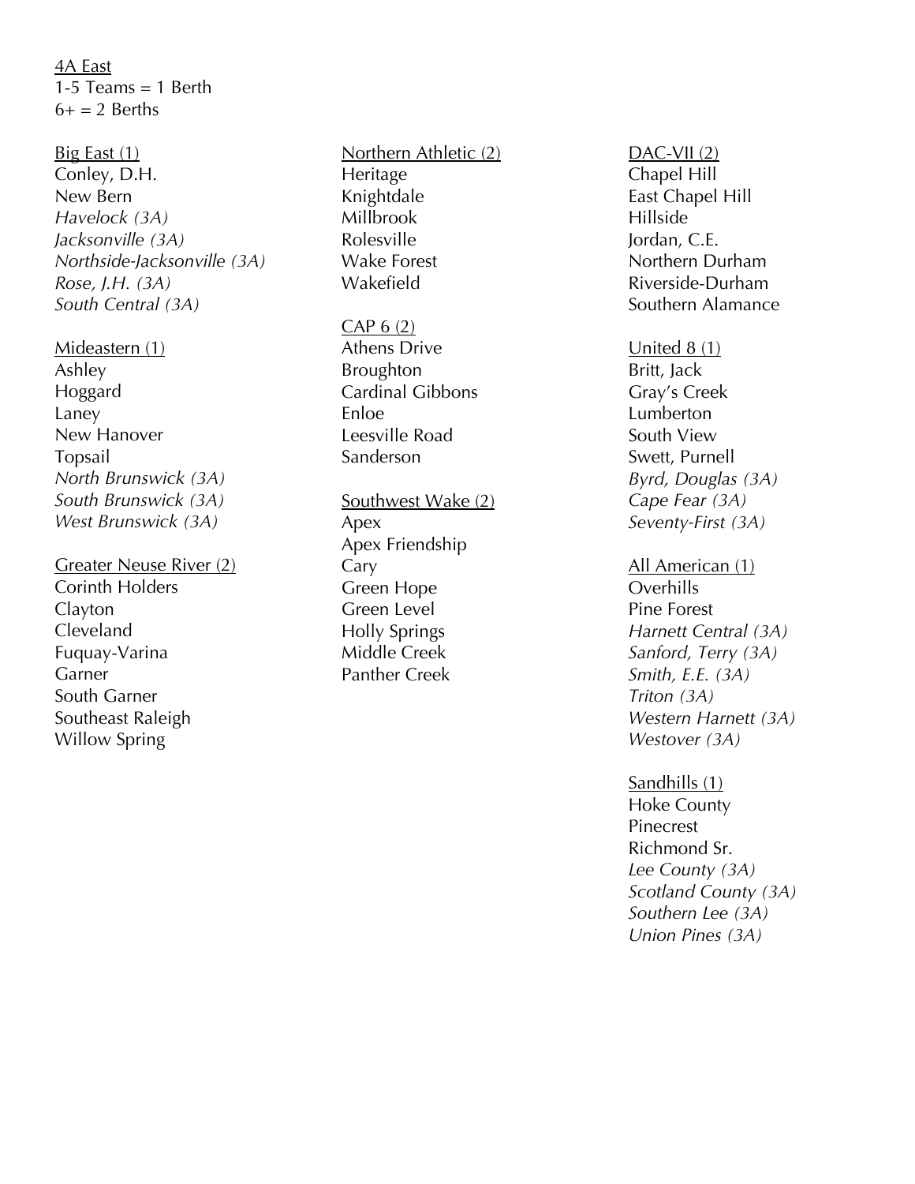<u>4A East</u>
1-5 Teams = 1 Berth
6+ = 2 Berths

<u>Big East (1)</u>
Conley, D.H.
New Bern
*Havelock (3A)*
*Jacksonville (3A)*
*Northside-Jacksonville (3A)*
*Rose, J.H. (3A)*
*South Central (3A)*

<u>Mideastern (1)</u>
Ashley
Hoggard
Laney
New Hanover
Topsail
*North Brunswick (3A)*
*South Brunswick (3A)*
*West Brunswick (3A)*

<u>Greater Neuse River (2)</u>
Corinth Holders
Clayton
Cleveland
Fuquay-Varina
Garner
South Garner
Southeast Raleigh
Willow Spring

<u>Northern Athletic (2)</u>
Heritage
Knightdale
Millbrook
Rolesville
Wake Forest
Wakefield

<u>CAP 6 (2)</u>
Athens Drive
Broughton
Cardinal Gibbons
Enloe
Leesville Road
Sanderson

<u>Southwest Wake (2)</u>
Apex
Apex Friendship
Cary
Green Hope
Green Level
Holly Springs
Middle Creek
Panther Creek

<u>DAC-VII (2)</u>
Chapel Hill
East Chapel Hill
Hillside
Jordan, C.E.
Northern Durham
Riverside-Durham
Southern Alamance

<u>United 8 (1)</u>
Britt, Jack
Gray's Creek
Lumberton
South View
Swett, Purnell
*Byrd, Douglas (3A)*
*Cape Fear (3A)*
*Seventy-First (3A)*

<u>All American (1)</u>
Overhills
Pine Forest
*Harnett Central (3A)*
*Sanford, Terry (3A)*
*Smith, E.E. (3A)*
*Triton (3A)*
*Western Harnett (3A)*
*Westover (3A)*

<u>Sandhills (1)</u>
Hoke County
Pinecrest
Richmond Sr.
*Lee County (3A)*
*Scotland County (3A)*
*Southern Lee (3A)*
*Union Pines (3A)*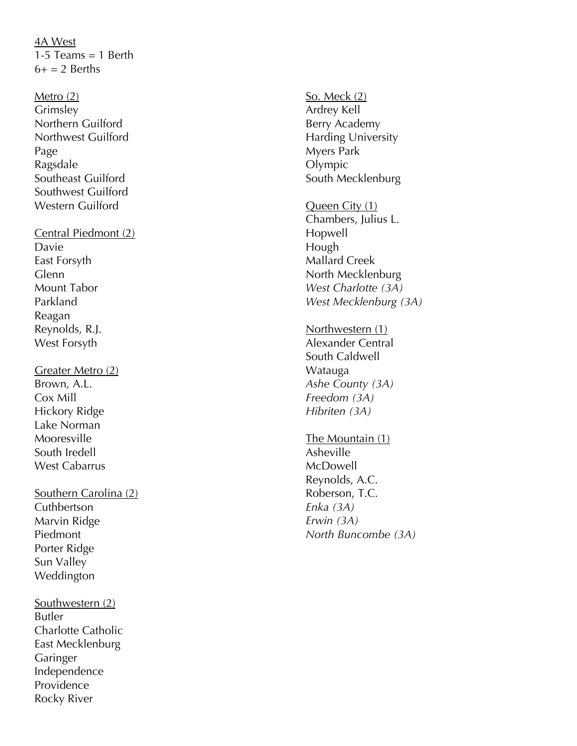4A West
1-5 Teams = 1 Berth
6+ = 2 Berths

Metro (2)
Grimsley
Northern Guilford
Northwest Guilford
Page
Ragsdale
Southeast Guilford
Southwest Guilford
Western Guilford

Central Piedmont (2)
Davie
East Forsyth
Glenn
Mount Tabor
Parkland
Reagan
Reynolds, R.J.
West Forsyth

Greater Metro (2)
Brown, A.L.
Cox Mill
Hickory Ridge
Lake Norman
Mooresville
South Iredell
West Cabarrus

Southern Carolina (2)
Cuthbertson
Marvin Ridge
Piedmont
Porter Ridge
Sun Valley
Weddington

Southwestern (2)
Butler
Charlotte Catholic
East Mecklenburg
Garinger
Independence
Providence
Rocky River

So. Meck (2)
Ardrey Kell
Berry Academy
Harding University
Myers Park
Olympic
South Mecklenburg

Queen City (1)
Chambers, Julius L.
Hopwell
Hough
Mallard Creek
North Mecklenburg
*West Charlotte (3A)*
*West Mecklenburg (3A)*

Northwestern (1)
Alexander Central
South Caldwell
Watauga
*Ashe County (3A)*
*Freedom (3A)*
*Hibriten (3A)*

The Mountain (1)
Asheville
McDowell
Reynolds, A.C.
Roberson, T.C.
*Enka (3A)*
*Erwin (3A)*
*North Buncombe (3A)*